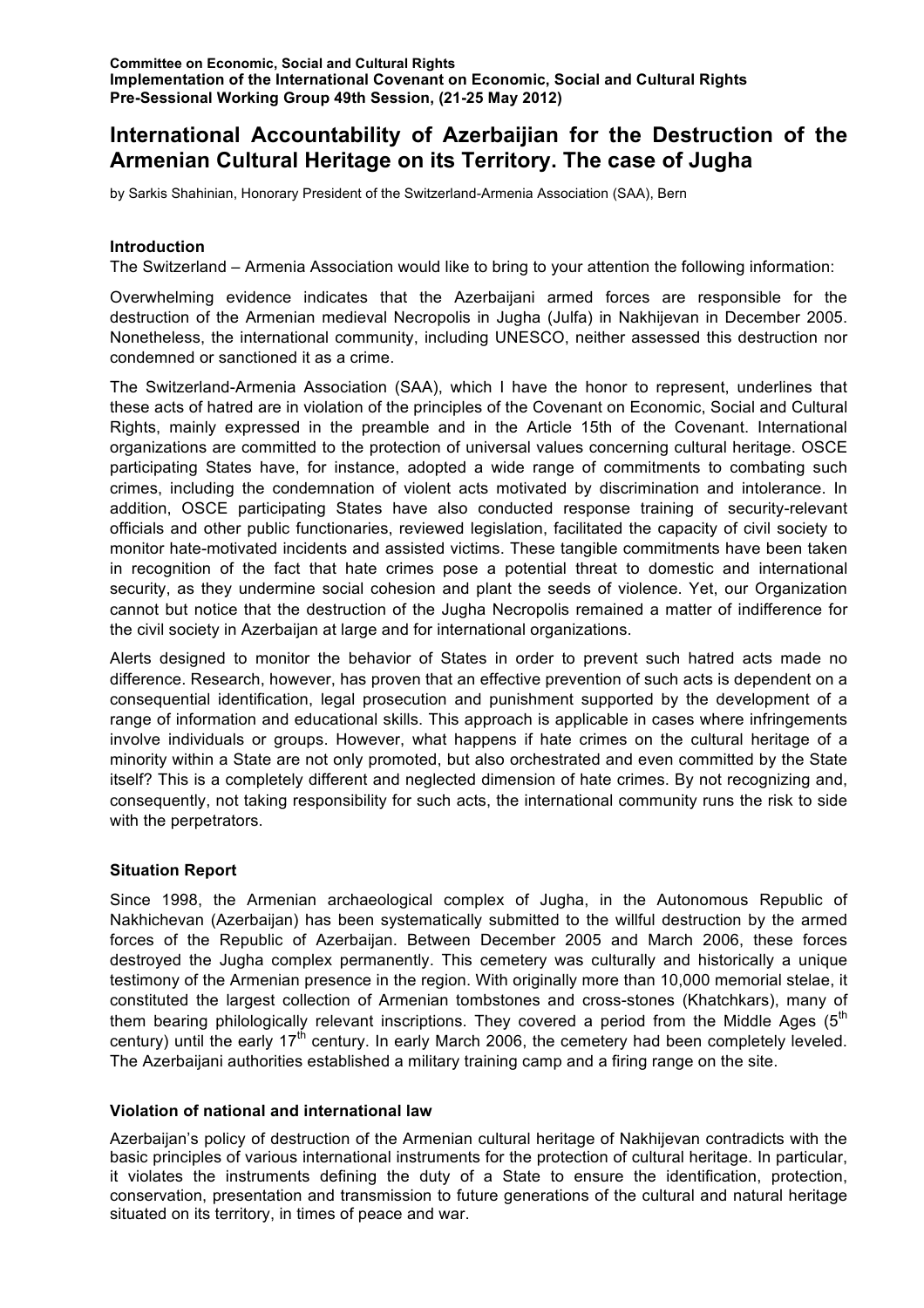**Committee on Economic, Social and Cultural Rights**
**Implementation of the International Covenant on Economic, Social and Cultural Rights**
**Pre-Sessional Working Group 49th Session, (21-25 May 2012)**

# International Accountability of Azerbaijian for the Destruction of the Armenian Cultural Heritage on its Territory. The case of Jugha

by Sarkis Shahinian, Honorary President of the Switzerland-Armenia Association (SAA), Bern

### Introduction

The Switzerland – Armenia Association would like to bring to your attention the following information:

Overwhelming evidence indicates that the Azerbaijani armed forces are responsible for the destruction of the Armenian medieval Necropolis in Jugha (Julfa) in Nakhijevan in December 2005. Nonetheless, the international community, including UNESCO, neither assessed this destruction nor condemned or sanctioned it as a crime.

The Switzerland-Armenia Association (SAA), which I have the honor to represent, underlines that these acts of hatred are in violation of the principles of the Covenant on Economic, Social and Cultural Rights, mainly expressed in the preamble and in the Article 15th of the Covenant. International organizations are committed to the protection of universal values concerning cultural heritage. OSCE participating States have, for instance, adopted a wide range of commitments to combating such crimes, including the condemnation of violent acts motivated by discrimination and intolerance. In addition, OSCE participating States have also conducted response training of security-relevant officials and other public functionaries, reviewed legislation, facilitated the capacity of civil society to monitor hate-motivated incidents and assisted victims. These tangible commitments have been taken in recognition of the fact that hate crimes pose a potential threat to domestic and international security, as they undermine social cohesion and plant the seeds of violence. Yet, our Organization cannot but notice that the destruction of the Jugha Necropolis remained a matter of indifference for the civil society in Azerbaijan at large and for international organizations.

Alerts designed to monitor the behavior of States in order to prevent such hatred acts made no difference. Research, however, has proven that an effective prevention of such acts is dependent on a consequential identification, legal prosecution and punishment supported by the development of a range of information and educational skills. This approach is applicable in cases where infringements involve individuals or groups. However, what happens if hate crimes on the cultural heritage of a minority within a State are not only promoted, but also orchestrated and even committed by the State itself? This is a completely different and neglected dimension of hate crimes. By not recognizing and, consequently, not taking responsibility for such acts, the international community runs the risk to side with the perpetrators.

### Situation Report

Since 1998, the Armenian archaeological complex of Jugha, in the Autonomous Republic of Nakhichevan (Azerbaijan) has been systematically submitted to the willful destruction by the armed forces of the Republic of Azerbaijan. Between December 2005 and March 2006, these forces destroyed the Jugha complex permanently. This cemetery was culturally and historically a unique testimony of the Armenian presence in the region. With originally more than 10,000 memorial stelae, it constituted the largest collection of Armenian tombstones and cross-stones (Khatchkars), many of them bearing philologically relevant inscriptions. They covered a period from the Middle Ages (5th century) until the early 17th century. In early March 2006, the cemetery had been completely leveled. The Azerbaijani authorities established a military training camp and a firing range on the site.

### Violation of national and international law

Azerbaijan's policy of destruction of the Armenian cultural heritage of Nakhijevan contradicts with the basic principles of various international instruments for the protection of cultural heritage. In particular, it violates the instruments defining the duty of a State to ensure the identification, protection, conservation, presentation and transmission to future generations of the cultural and natural heritage situated on its territory, in times of peace and war.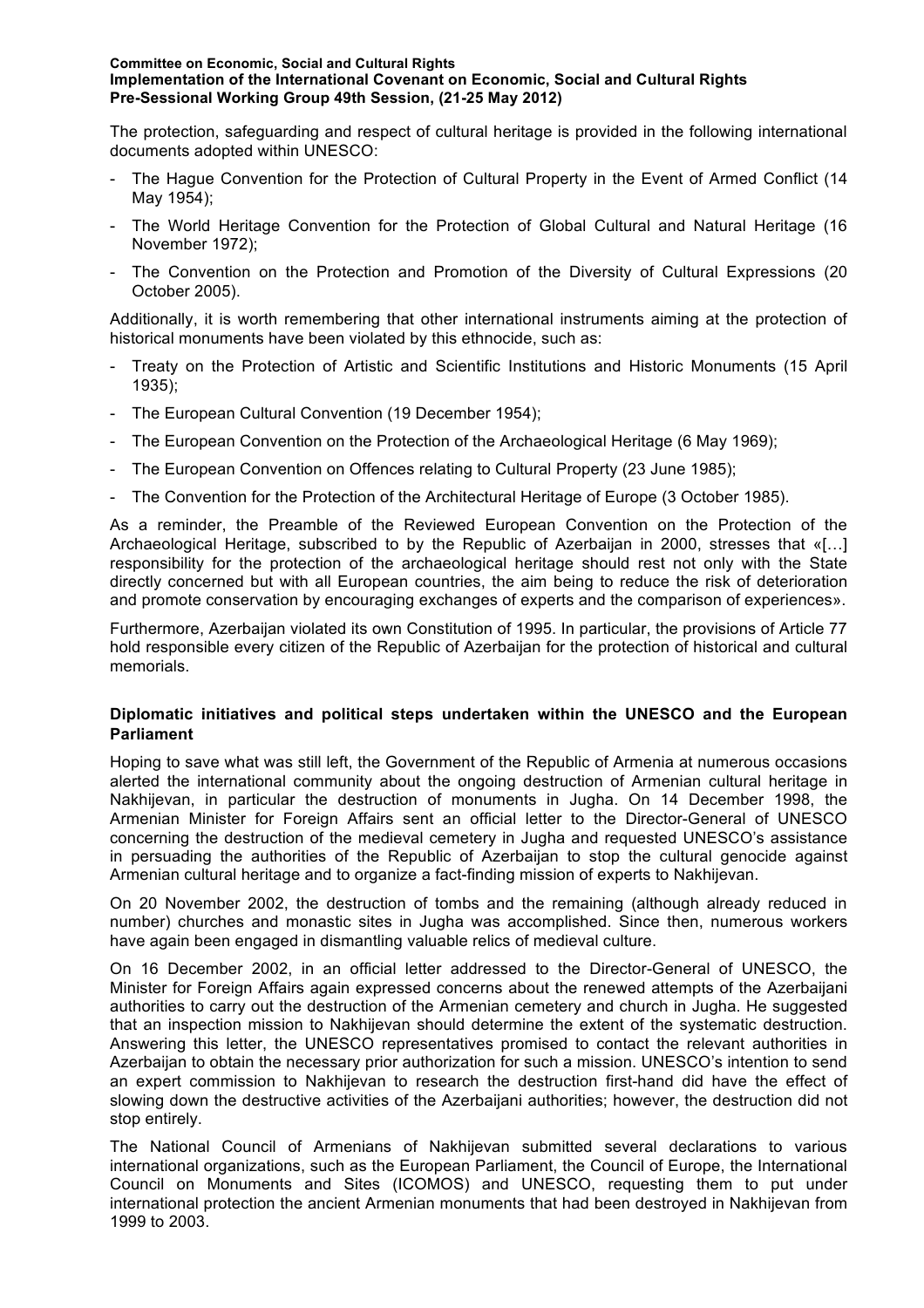The protection, safeguarding and respect of cultural heritage is provided in the following international documents adopted within UNESCO:

- The Hague Convention for the Protection of Cultural Property in the Event of Armed Conflict (14 May 1954);
- The World Heritage Convention for the Protection of Global Cultural and Natural Heritage (16 November 1972);
- The Convention on the Protection and Promotion of the Diversity of Cultural Expressions (20 October 2005).

Additionally, it is worth remembering that other international instruments aiming at the protection of historical monuments have been violated by this ethnocide, such as:

- Treaty on the Protection of Artistic and Scientific Institutions and Historic Monuments (15 April 1935);
- The European Cultural Convention (19 December 1954);
- The European Convention on the Protection of the Archaeological Heritage (6 May 1969);
- The European Convention on Offences relating to Cultural Property (23 June 1985);
- The Convention for the Protection of the Architectural Heritage of Europe (3 October 1985).

As a reminder, the Preamble of the Reviewed European Convention on the Protection of the Archaeological Heritage, subscribed to by the Republic of Azerbaijan in 2000, stresses that «[…] responsibility for the protection of the archaeological heritage should rest not only with the State directly concerned but with all European countries, the aim being to reduce the risk of deterioration and promote conservation by encouraging exchanges of experts and the comparison of experiences».

Furthermore, Azerbaijan violated its own Constitution of 1995. In particular, the provisions of Article 77 hold responsible every citizen of the Republic of Azerbaijan for the protection of historical and cultural memorials.

### Diplomatic initiatives and political steps undertaken within the UNESCO and the European Parliament

Hoping to save what was still left, the Government of the Republic of Armenia at numerous occasions alerted the international community about the ongoing destruction of Armenian cultural heritage in Nakhijevan, in particular the destruction of monuments in Jugha. On 14 December 1998, the Armenian Minister for Foreign Affairs sent an official letter to the Director-General of UNESCO concerning the destruction of the medieval cemetery in Jugha and requested UNESCO's assistance in persuading the authorities of the Republic of Azerbaijan to stop the cultural genocide against Armenian cultural heritage and to organize a fact-finding mission of experts to Nakhijevan.

On 20 November 2002, the destruction of tombs and the remaining (although already reduced in number) churches and monastic sites in Jugha was accomplished. Since then, numerous workers have again been engaged in dismantling valuable relics of medieval culture.

On 16 December 2002, in an official letter addressed to the Director-General of UNESCO, the Minister for Foreign Affairs again expressed concerns about the renewed attempts of the Azerbaijani authorities to carry out the destruction of the Armenian cemetery and church in Jugha. He suggested that an inspection mission to Nakhijevan should determine the extent of the systematic destruction. Answering this letter, the UNESCO representatives promised to contact the relevant authorities in Azerbaijan to obtain the necessary prior authorization for such a mission. UNESCO's intention to send an expert commission to Nakhijevan to research the destruction first-hand did have the effect of slowing down the destructive activities of the Azerbaijani authorities; however, the destruction did not stop entirely.

The National Council of Armenians of Nakhijevan submitted several declarations to various international organizations, such as the European Parliament, the Council of Europe, the International Council on Monuments and Sites (ICOMOS) and UNESCO, requesting them to put under international protection the ancient Armenian monuments that had been destroyed in Nakhijevan from 1999 to 2003.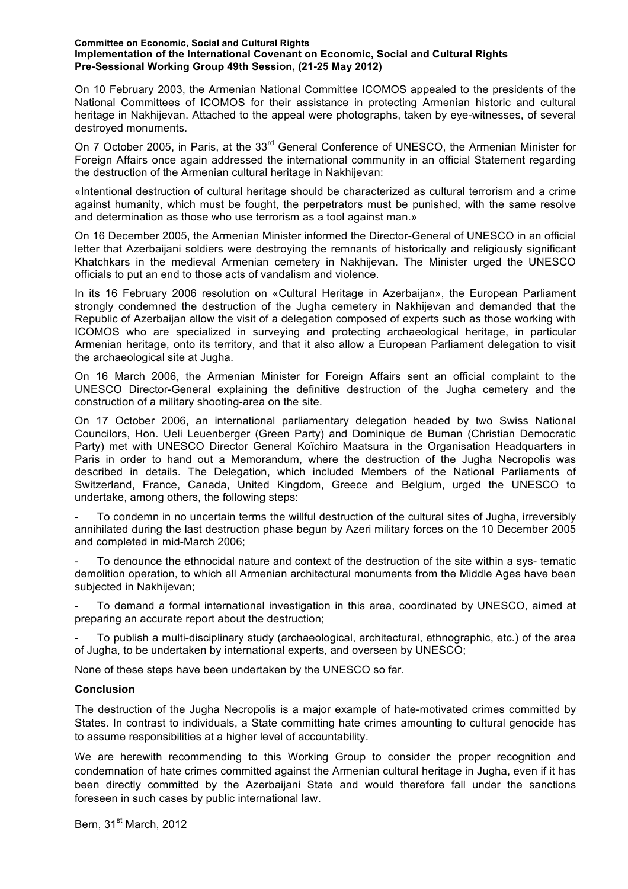On 10 February 2003, the Armenian National Committee ICOMOS appealed to the presidents of the National Committees of ICOMOS for their assistance in protecting Armenian historic and cultural heritage in Nakhijevan. Attached to the appeal were photographs, taken by eye-witnesses, of several destroyed monuments.

On 7 October 2005, in Paris, at the 33rd General Conference of UNESCO, the Armenian Minister for Foreign Affairs once again addressed the international community in an official Statement regarding the destruction of the Armenian cultural heritage in Nakhijevan:

«Intentional destruction of cultural heritage should be characterized as cultural terrorism and a crime against humanity, which must be fought, the perpetrators must be punished, with the same resolve and determination as those who use terrorism as a tool against man.»

On 16 December 2005, the Armenian Minister informed the Director-General of UNESCO in an official letter that Azerbaijani soldiers were destroying the remnants of historically and religiously significant Khatchkars in the medieval Armenian cemetery in Nakhijevan. The Minister urged the UNESCO officials to put an end to those acts of vandalism and violence.

In its 16 February 2006 resolution on «Cultural Heritage in Azerbaijan», the European Parliament strongly condemned the destruction of the Jugha cemetery in Nakhijevan and demanded that the Republic of Azerbaijan allow the visit of a delegation composed of experts such as those working with ICOMOS who are specialized in surveying and protecting archaeological heritage, in particular Armenian heritage, onto its territory, and that it also allow a European Parliament delegation to visit the archaeological site at Jugha.

On 16 March 2006, the Armenian Minister for Foreign Affairs sent an official complaint to the UNESCO Director-General explaining the definitive destruction of the Jugha cemetery and the construction of a military shooting-area on the site.

On 17 October 2006, an international parliamentary delegation headed by two Swiss National Councilors, Hon. Ueli Leuenberger (Green Party) and Dominique de Buman (Christian Democratic Party) met with UNESCO Director General Koïchiro Maatsura in the Organisation Headquarters in Paris in order to hand out a Memorandum, where the destruction of the Jugha Necropolis was described in details. The Delegation, which included Members of the National Parliaments of Switzerland, France, Canada, United Kingdom, Greece and Belgium, urged the UNESCO to undertake, among others, the following steps:

- To condemn in no uncertain terms the willful destruction of the cultural sites of Jugha, irreversibly annihilated during the last destruction phase begun by Azeri military forces on the 10 December 2005 and completed in mid-March 2006;
- To denounce the ethnocidal nature and context of the destruction of the site within a sys- tematic demolition operation, to which all Armenian architectural monuments from the Middle Ages have been subjected in Nakhijevan;
- To demand a formal international investigation in this area, coordinated by UNESCO, aimed at preparing an accurate report about the destruction;
- To publish a multi-disciplinary study (archaeological, architectural, ethnographic, etc.) of the area of Jugha, to be undertaken by international experts, and overseen by UNESCO;

None of these steps have been undertaken by the UNESCO so far.

**Conclusion**

The destruction of the Jugha Necropolis is a major example of hate-motivated crimes committed by States. In contrast to individuals, a State committing hate crimes amounting to cultural genocide has to assume responsibilities at a higher level of accountability.

We are herewith recommending to this Working Group to consider the proper recognition and condemnation of hate crimes committed against the Armenian cultural heritage in Jugha, even if it has been directly committed by the Azerbaijani State and would therefore fall under the sanctions foreseen in such cases by public international law.

Bern, 31st March, 2012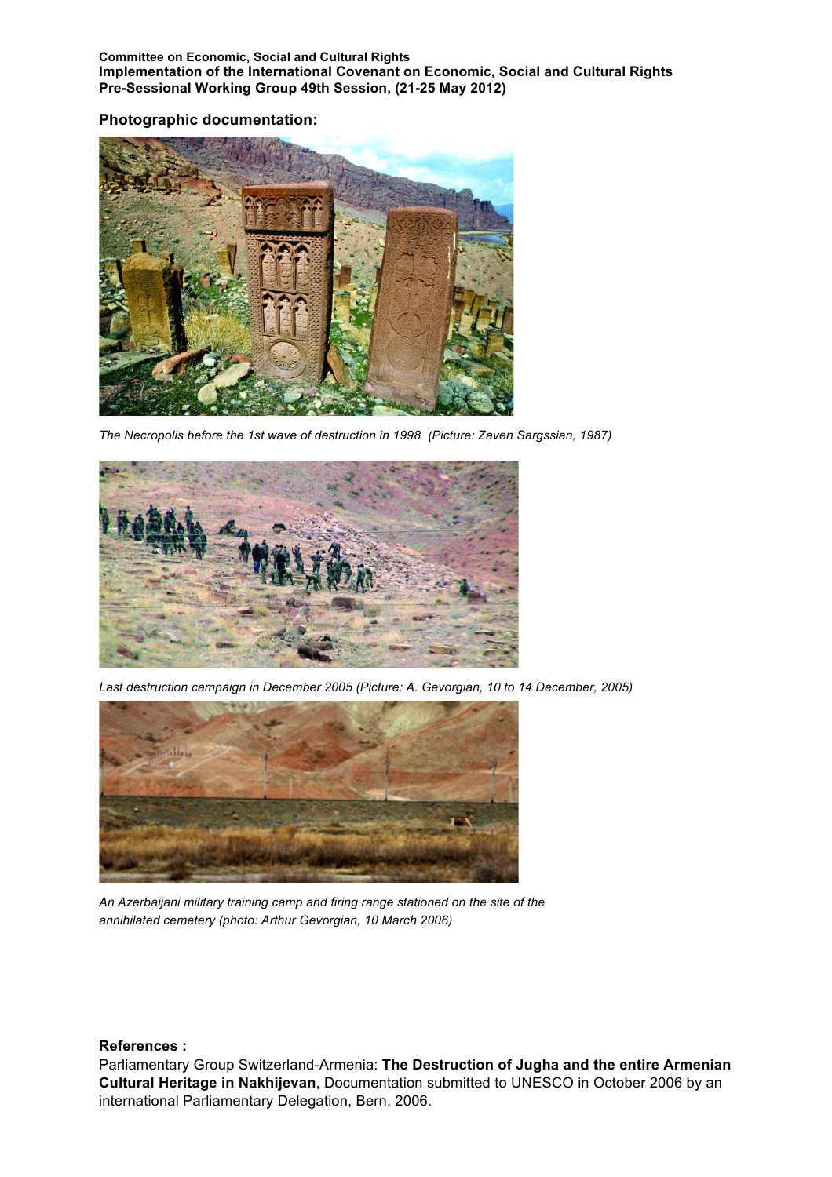**Committee on Economic, Social and Cultural Rights**
**Implementation of the International Covenant on Economic, Social and Cultural Rights**
**Pre-Sessional Working Group 49th Session, (21-25 May 2012)**

**Photographic documentation:**

*The Necropolis before the 1st wave of destruction in 1998 (Picture: Zaven Sargssian, 1987)*

*Last destruction campaign in December 2005 (Picture: A. Gevorgian, 10 to 14 December, 2005)*

*An Azerbaijani military training camp and firing range stationed on the site of the annihilated cemetery (photo: Arthur Gevorgian, 10 March 2006)*

**References :**

Parliamentary Group Switzerland-Armenia: **The Destruction of Jugha and the entire Armenian Cultural Heritage in Nakhijevan**, Documentation submitted to UNESCO in October 2006 by an international Parliamentary Delegation, Bern, 2006.